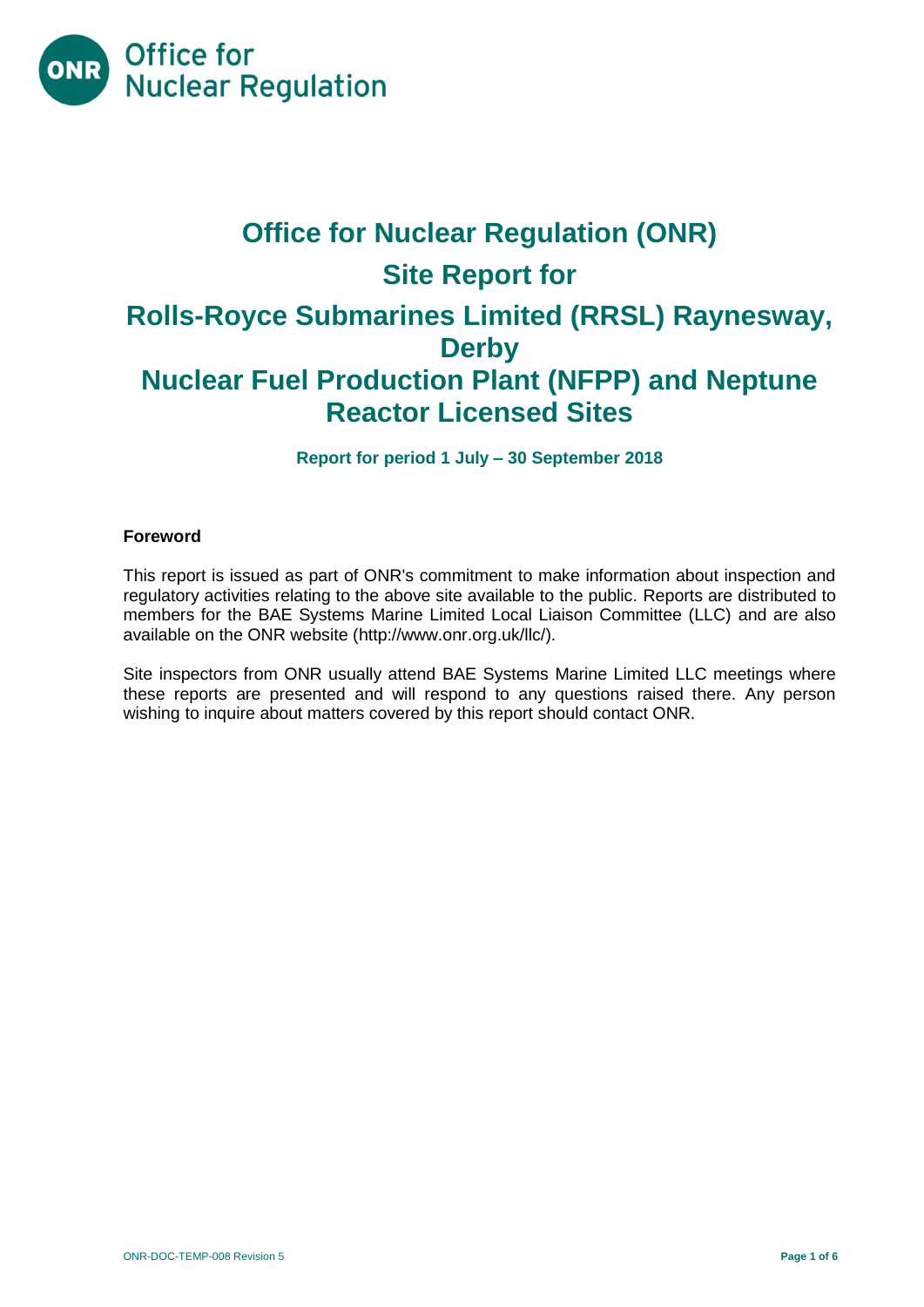# Office for Nuclear Regulation (ONR)

# Site Report for

# Rolls-Royce Submarines Limited (RRSL) Raynesway, Derby

# Nuclear Fuel Production Plant (NFPP) and Neptune Reactor Licensed Sites

**Report for period 1 July – 30 September 2018**

**Foreword**

This report is issued as part of ONR's commitment to make information about inspection and regulatory activities relating to the above site available to the public. Reports are distributed to members for the BAE Systems Marine Limited Local Liaison Committee (LLC) and are also available on the ONR website (http://www.onr.org.uk/llc/).

Site inspectors from ONR usually attend BAE Systems Marine Limited LLC meetings where these reports are presented and will respond to any questions raised there. Any person wishing to inquire about matters covered by this report should contact ONR.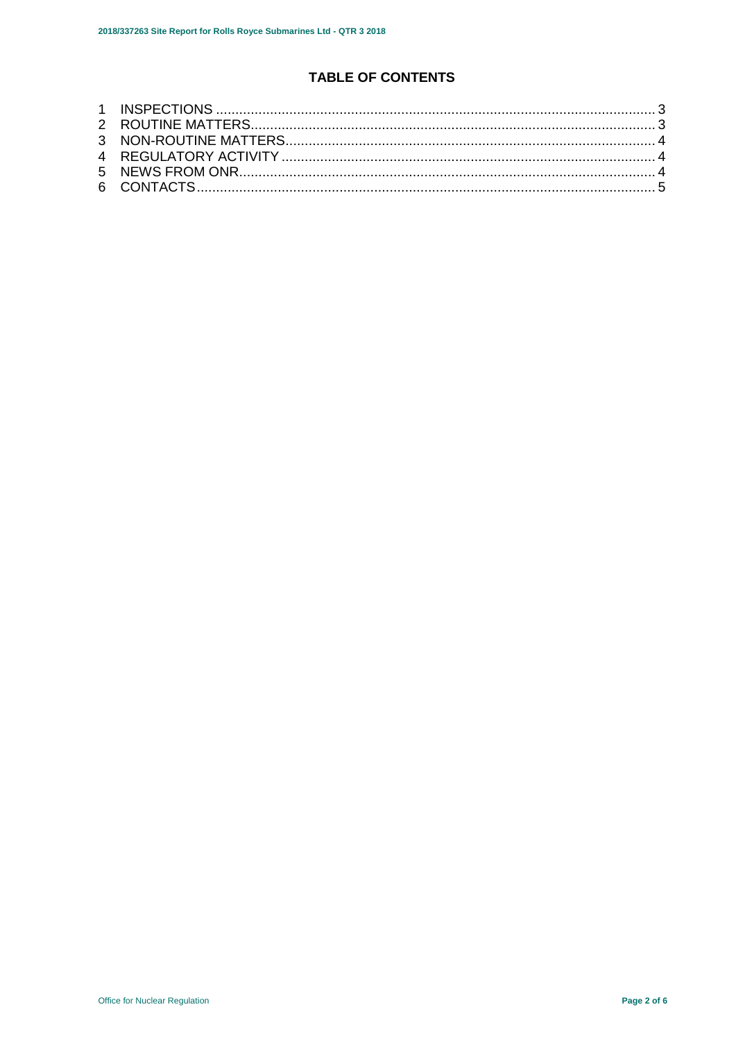## TABLE OF CONTENTS

1 INSPECTIONS ........................................................................................................... 3
2 ROUTINE MATTERS................................................................................................. 3
3 NON-ROUTINE MATTERS......................................................................................... 4
4 REGULATORY ACTIVITY ......................................................................................... 4
5 NEWS FROM ONR.................................................................................................... 4
6 CONTACTS................................................................................................................ 5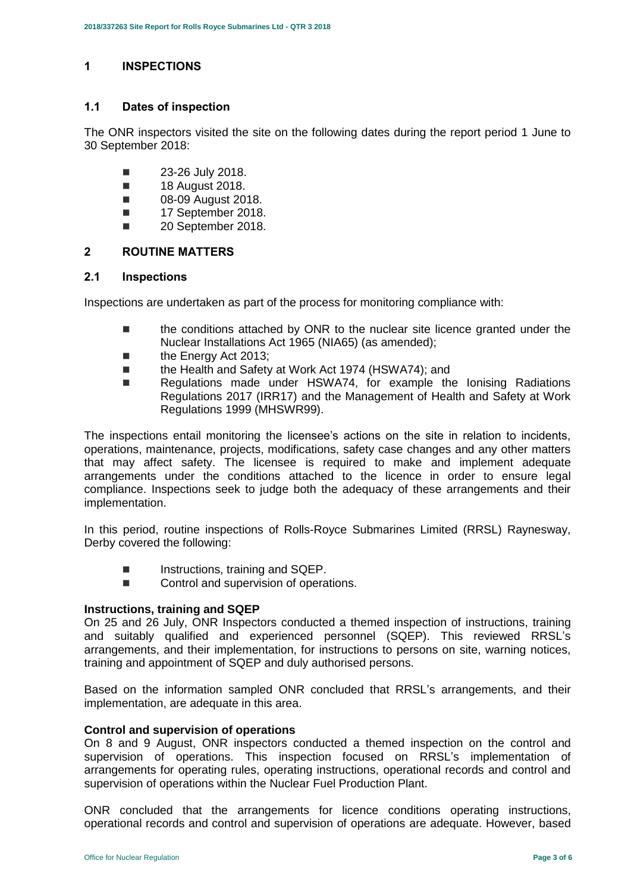## 1 INSPECTIONS

### 1.1 Dates of inspection

The ONR inspectors visited the site on the following dates during the report period 1 June to 30 September 2018:

- 23-26 July 2018.
- 18 August 2018.
- 08-09 August 2018.
- 17 September 2018.
- 20 September 2018.

## 2 ROUTINE MATTERS

### 2.1 Inspections

Inspections are undertaken as part of the process for monitoring compliance with:

- the conditions attached by ONR to the nuclear site licence granted under the Nuclear Installations Act 1965 (NIA65) (as amended);
- the Energy Act 2013;
- the Health and Safety at Work Act 1974 (HSWA74); and
- Regulations made under HSWA74, for example the Ionising Radiations Regulations 2017 (IRR17) and the Management of Health and Safety at Work Regulations 1999 (MHSWR99).

The inspections entail monitoring the licensee's actions on the site in relation to incidents, operations, maintenance, projects, modifications, safety case changes and any other matters that may affect safety. The licensee is required to make and implement adequate arrangements under the conditions attached to the licence in order to ensure legal compliance. Inspections seek to judge both the adequacy of these arrangements and their implementation.

In this period, routine inspections of Rolls-Royce Submarines Limited (RRSL) Raynesway, Derby covered the following:

- Instructions, training and SQEP.
- Control and supervision of operations.

**Instructions, training and SQEP**

On 25 and 26 July, ONR Inspectors conducted a themed inspection of instructions, training and suitably qualified and experienced personnel (SQEP). This reviewed RRSL's arrangements, and their implementation, for instructions to persons on site, warning notices, training and appointment of SQEP and duly authorised persons.

Based on the information sampled ONR concluded that RRSL's arrangements, and their implementation, are adequate in this area.

**Control and supervision of operations**

On 8 and 9 August, ONR inspectors conducted a themed inspection on the control and supervision of operations. This inspection focused on RRSL's implementation of arrangements for operating rules, operating instructions, operational records and control and supervision of operations within the Nuclear Fuel Production Plant.

ONR concluded that the arrangements for licence conditions operating instructions, operational records and control and supervision of operations are adequate. However, based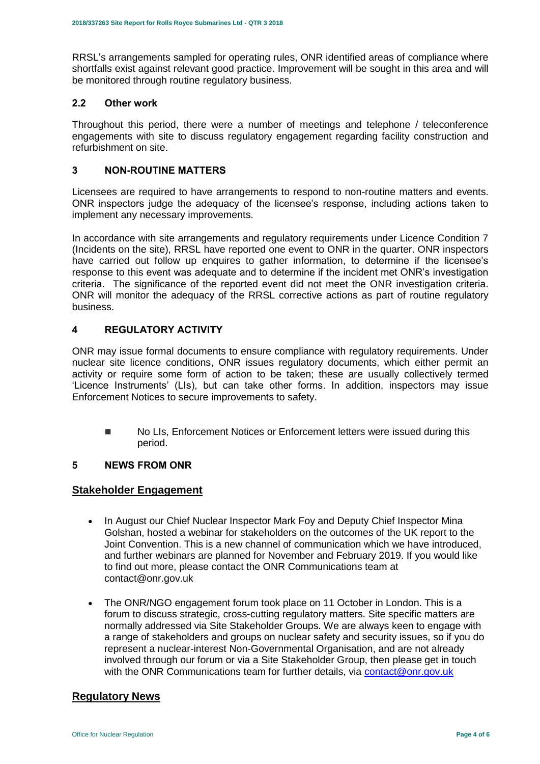RRSL's arrangements sampled for operating rules, ONR identified areas of compliance where shortfalls exist against relevant good practice. Improvement will be sought in this area and will be monitored through routine regulatory business.

### 2.2 Other work

Throughout this period, there were a number of meetings and telephone / teleconference engagements with site to discuss regulatory engagement regarding facility construction and refurbishment on site.

## 3 NON-ROUTINE MATTERS

Licensees are required to have arrangements to respond to non-routine matters and events. ONR inspectors judge the adequacy of the licensee's response, including actions taken to implement any necessary improvements.

In accordance with site arrangements and regulatory requirements under Licence Condition 7 (Incidents on the site), RRSL have reported one event to ONR in the quarter. ONR inspectors have carried out follow up enquires to gather information, to determine if the licensee's response to this event was adequate and to determine if the incident met ONR's investigation criteria. The significance of the reported event did not meet the ONR investigation criteria. ONR will monitor the adequacy of the RRSL corrective actions as part of routine regulatory business.

## 4 REGULATORY ACTIVITY

ONR may issue formal documents to ensure compliance with regulatory requirements. Under nuclear site licence conditions, ONR issues regulatory documents, which either permit an activity or require some form of action to be taken; these are usually collectively termed 'Licence Instruments' (LIs), but can take other forms. In addition, inspectors may issue Enforcement Notices to secure improvements to safety.

- No LIs, Enforcement Notices or Enforcement letters were issued during this period.

## 5 NEWS FROM ONR

### Stakeholder Engagement

- In August our Chief Nuclear Inspector Mark Foy and Deputy Chief Inspector Mina Golshan, hosted a webinar for stakeholders on the outcomes of the UK report to the Joint Convention. This is a new channel of communication which we have introduced, and further webinars are planned for November and February 2019. If you would like to find out more, please contact the ONR Communications team at contact@onr.gov.uk
- The ONR/NGO engagement forum took place on 11 October in London. This is a forum to discuss strategic, cross-cutting regulatory matters. Site specific matters are normally addressed via Site Stakeholder Groups. We are always keen to engage with a range of stakeholders and groups on nuclear safety and security issues, so if you do represent a nuclear-interest Non-Governmental Organisation, and are not already involved through our forum or via a Site Stakeholder Group, then please get in touch with the ONR Communications team for further details, via contact@onr.gov.uk

### Regulatory News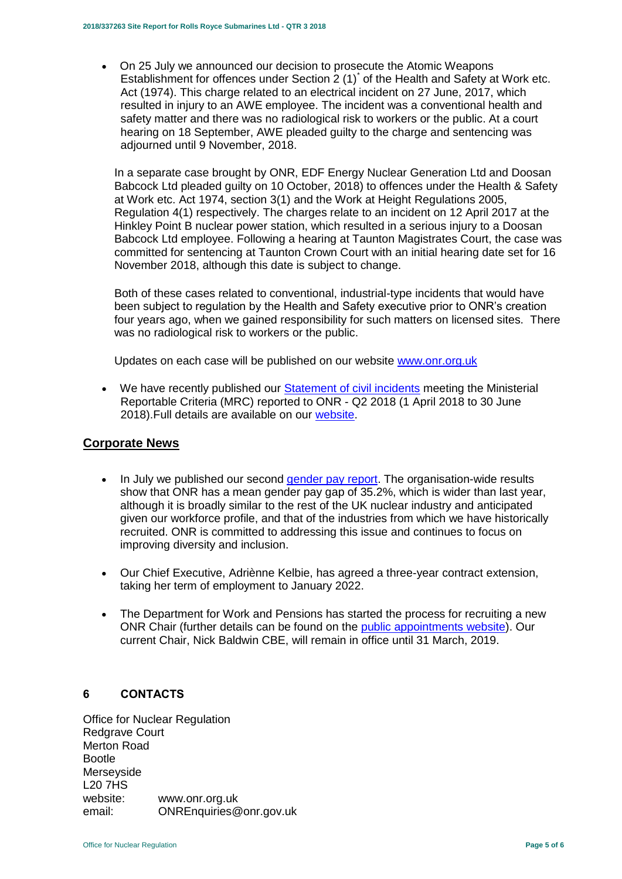- On 25 July we announced our decision to prosecute the Atomic Weapons Establishment for offences under Section 2 (1)* of the Health and Safety at Work etc. Act (1974). This charge related to an electrical incident on 27 June, 2017, which resulted in injury to an AWE employee. The incident was a conventional health and safety matter and there was no radiological risk to workers or the public. At a court hearing on 18 September, AWE pleaded guilty to the charge and sentencing was adjourned until 9 November, 2018.

  In a separate case brought by ONR, EDF Energy Nuclear Generation Ltd and Doosan Babcock Ltd pleaded guilty on 10 October, 2018) to offences under the Health & Safety at Work etc. Act 1974, section 3(1) and the Work at Height Regulations 2005, Regulation 4(1) respectively. The charges relate to an incident on 12 April 2017 at the Hinkley Point B nuclear power station, which resulted in a serious injury to a Doosan Babcock Ltd employee. Following a hearing at Taunton Magistrates Court, the case was committed for sentencing at Taunton Crown Court with an initial hearing date set for 16 November 2018, although this date is subject to change.

  Both of these cases related to conventional, industrial-type incidents that would have been subject to regulation by the Health and Safety executive prior to ONR's creation four years ago, when we gained responsibility for such matters on licensed sites. There was no radiological risk to workers or the public.

  Updates on each case will be published on our website www.onr.org.uk

- We have recently published our Statement of civil incidents meeting the Ministerial Reportable Criteria (MRC) reported to ONR - Q2 2018 (1 April 2018 to 30 June 2018).Full details are available on our website.

## Corporate News

- In July we published our second gender pay report. The organisation-wide results show that ONR has a mean gender pay gap of 35.2%, which is wider than last year, although it is broadly similar to the rest of the UK nuclear industry and anticipated given our workforce profile, and that of the industries from which we have historically recruited. ONR is committed to addressing this issue and continues to focus on improving diversity and inclusion.

- Our Chief Executive, Adriènne Kelbie, has agreed a three-year contract extension, taking her term of employment to January 2022.

- The Department for Work and Pensions has started the process for recruiting a new ONR Chair (further details can be found on the public appointments website). Our current Chair, Nick Baldwin CBE, will remain in office until 31 March, 2019.

## 6 CONTACTS

Office for Nuclear Regulation
Redgrave Court
Merton Road
Bootle
Merseyside
L20 7HS
website: www.onr.org.uk
email: ONREnquiries@onr.gov.uk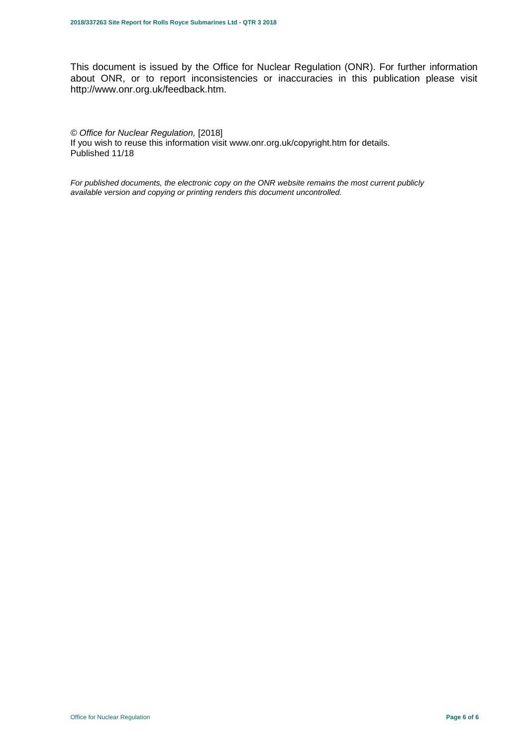This document is issued by the Office for Nuclear Regulation (ONR). For further information about ONR, or to report inconsistencies or inaccuracies in this publication please visit http://www.onr.org.uk/feedback.htm.

© *Office for Nuclear Regulation,* [2018]
If you wish to reuse this information visit www.onr.org.uk/copyright.htm for details.
Published 11/18

*For published documents, the electronic copy on the ONR website remains the most current publicly available version and copying or printing renders this document uncontrolled.*